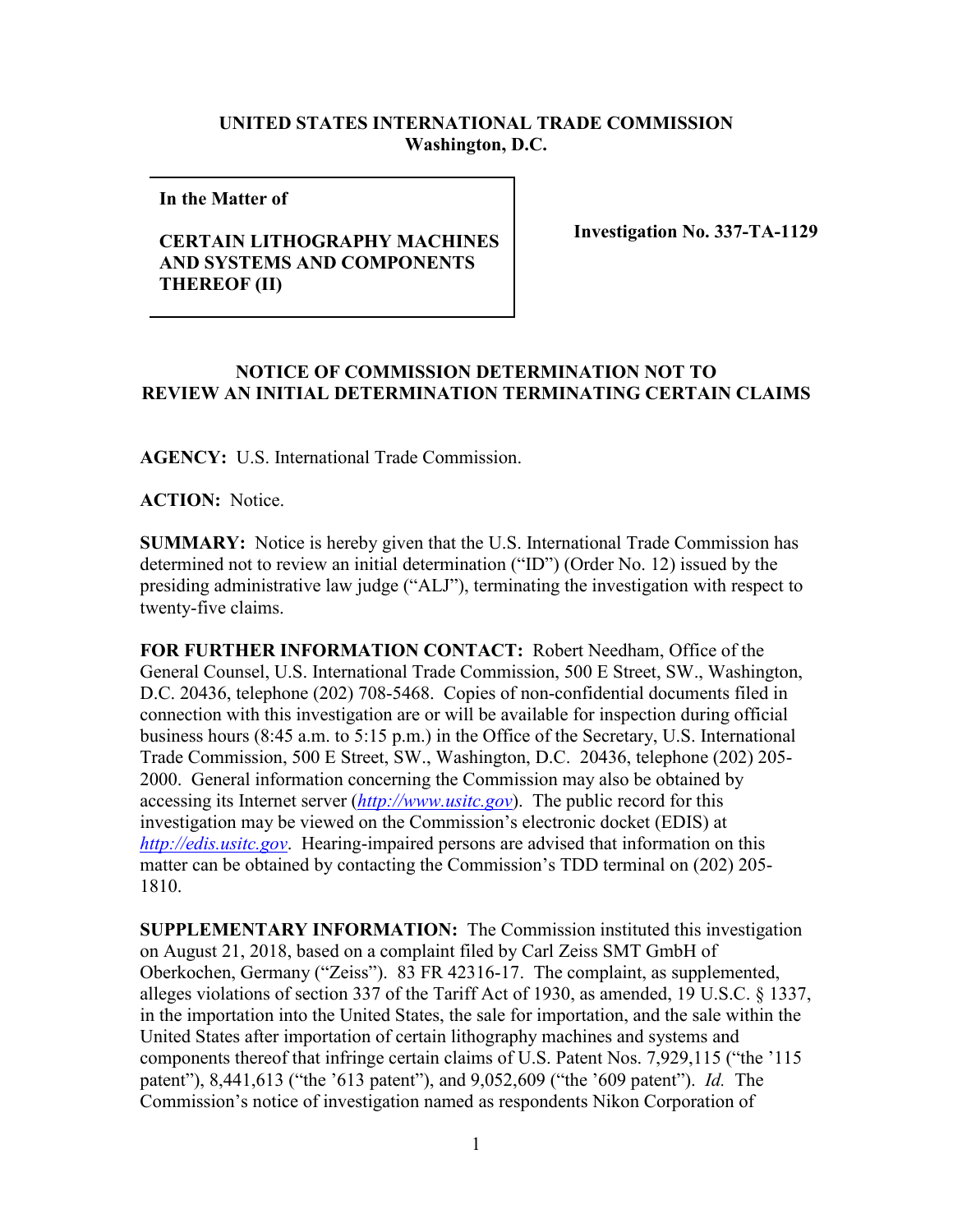**UNITED STATES INTERNATIONAL TRADE COMMISSION**
**Washington, D.C.**

| **In the Matter of**<br><br>**CERTAIN LITHOGRAPHY MACHINES AND SYSTEMS AND COMPONENTS THEREOF (II)** | **Investigation No. 337-TA-1129** |
|---|---|

**NOTICE OF COMMISSION DETERMINATION NOT TO REVIEW AN INITIAL DETERMINATION TERMINATING CERTAIN CLAIMS**

**AGENCY:** U.S. International Trade Commission.

**ACTION:** Notice.

**SUMMARY:** Notice is hereby given that the U.S. International Trade Commission has determined not to review an initial determination ("ID") (Order No. 12) issued by the presiding administrative law judge ("ALJ"), terminating the investigation with respect to twenty-five claims.

**FOR FURTHER INFORMATION CONTACT:** Robert Needham, Office of the General Counsel, U.S. International Trade Commission, 500 E Street, SW., Washington, D.C. 20436, telephone (202) 708-5468. Copies of non-confidential documents filed in connection with this investigation are or will be available for inspection during official business hours (8:45 a.m. to 5:15 p.m.) in the Office of the Secretary, U.S. International Trade Commission, 500 E Street, SW., Washington, D.C. 20436, telephone (202) 205-2000. General information concerning the Commission may also be obtained by accessing its Internet server (*http://www.usitc.gov*). The public record for this investigation may be viewed on the Commission's electronic docket (EDIS) at *http://edis.usitc.gov*. Hearing-impaired persons are advised that information on this matter can be obtained by contacting the Commission's TDD terminal on (202) 205-1810.

**SUPPLEMENTARY INFORMATION:** The Commission instituted this investigation on August 21, 2018, based on a complaint filed by Carl Zeiss SMT GmbH of Oberkochen, Germany ("Zeiss"). 83 FR 42316-17. The complaint, as supplemented, alleges violations of section 337 of the Tariff Act of 1930, as amended, 19 U.S.C. § 1337, in the importation into the United States, the sale for importation, and the sale within the United States after importation of certain lithography machines and systems and components thereof that infringe certain claims of U.S. Patent Nos. 7,929,115 ("the '115 patent"), 8,441,613 ("the '613 patent"), and 9,052,609 ("the '609 patent"). *Id.* The Commission's notice of investigation named as respondents Nikon Corporation of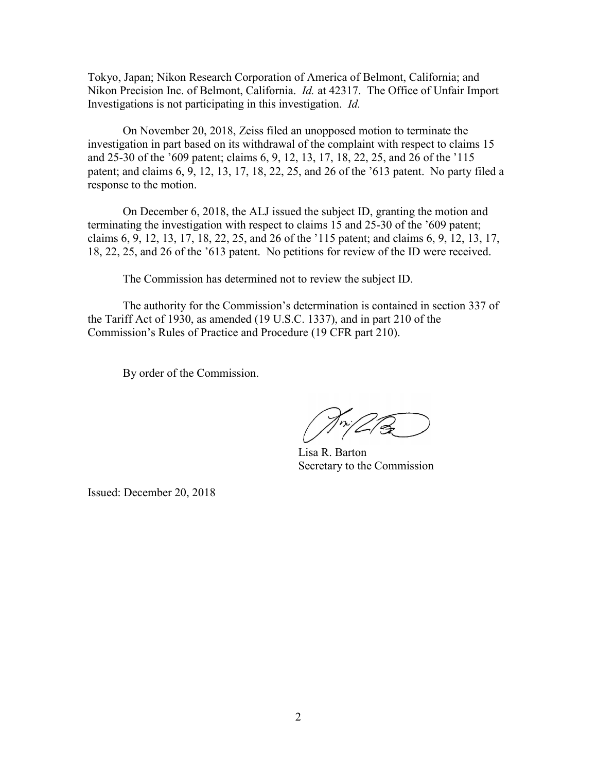Tokyo, Japan; Nikon Research Corporation of America of Belmont, California; and Nikon Precision Inc. of Belmont, California. *Id.* at 42317. The Office of Unfair Import Investigations is not participating in this investigation. *Id.*

On November 20, 2018, Zeiss filed an unopposed motion to terminate the investigation in part based on its withdrawal of the complaint with respect to claims 15 and 25-30 of the '609 patent; claims 6, 9, 12, 13, 17, 18, 22, 25, and 26 of the '115 patent; and claims 6, 9, 12, 13, 17, 18, 22, 25, and 26 of the '613 patent. No party filed a response to the motion.

On December 6, 2018, the ALJ issued the subject ID, granting the motion and terminating the investigation with respect to claims 15 and 25-30 of the '609 patent; claims 6, 9, 12, 13, 17, 18, 22, 25, and 26 of the '115 patent; and claims 6, 9, 12, 13, 17, 18, 22, 25, and 26 of the '613 patent. No petitions for review of the ID were received.

The Commission has determined not to review the subject ID.

The authority for the Commission's determination is contained in section 337 of the Tariff Act of 1930, as amended (19 U.S.C. 1337), and in part 210 of the Commission's Rules of Practice and Procedure (19 CFR part 210).

By order of the Commission.

Lisa R. Barton
Secretary to the Commission

Issued: December 20, 2018